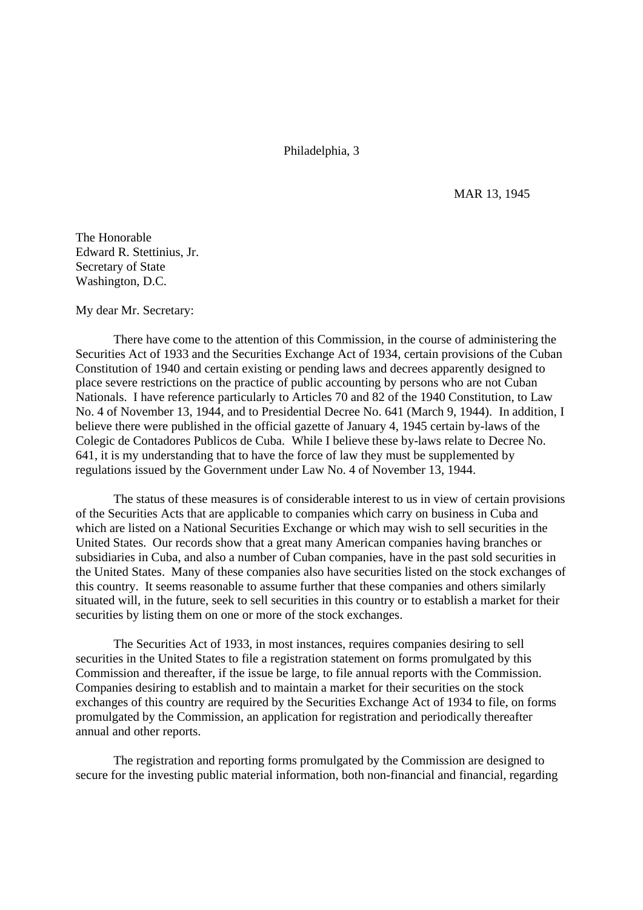Philadelphia, 3

MAR 13, 1945

The Honorable
Edward R. Stettinius, Jr.
Secretary of State
Washington, D.C.

My dear Mr. Secretary:

There have come to the attention of this Commission, in the course of administering the Securities Act of 1933 and the Securities Exchange Act of 1934, certain provisions of the Cuban Constitution of 1940 and certain existing or pending laws and decrees apparently designed to place severe restrictions on the practice of public accounting by persons who are not Cuban Nationals. I have reference particularly to Articles 70 and 82 of the 1940 Constitution, to Law No. 4 of November 13, 1944, and to Presidential Decree No. 641 (March 9, 1944). In addition, I believe there were published in the official gazette of January 4, 1945 certain by-laws of the Colegic de Contadores Publicos de Cuba. While I believe these by-laws relate to Decree No. 641, it is my understanding that to have the force of law they must be supplemented by regulations issued by the Government under Law No. 4 of November 13, 1944.

The status of these measures is of considerable interest to us in view of certain provisions of the Securities Acts that are applicable to companies which carry on business in Cuba and which are listed on a National Securities Exchange or which may wish to sell securities in the United States. Our records show that a great many American companies having branches or subsidiaries in Cuba, and also a number of Cuban companies, have in the past sold securities in the United States. Many of these companies also have securities listed on the stock exchanges of this country. It seems reasonable to assume further that these companies and others similarly situated will, in the future, seek to sell securities in this country or to establish a market for their securities by listing them on one or more of the stock exchanges.

The Securities Act of 1933, in most instances, requires companies desiring to sell securities in the United States to file a registration statement on forms promulgated by this Commission and thereafter, if the issue be large, to file annual reports with the Commission. Companies desiring to establish and to maintain a market for their securities on the stock exchanges of this country are required by the Securities Exchange Act of 1934 to file, on forms promulgated by the Commission, an application for registration and periodically thereafter annual and other reports.

The registration and reporting forms promulgated by the Commission are designed to secure for the investing public material information, both non-financial and financial, regarding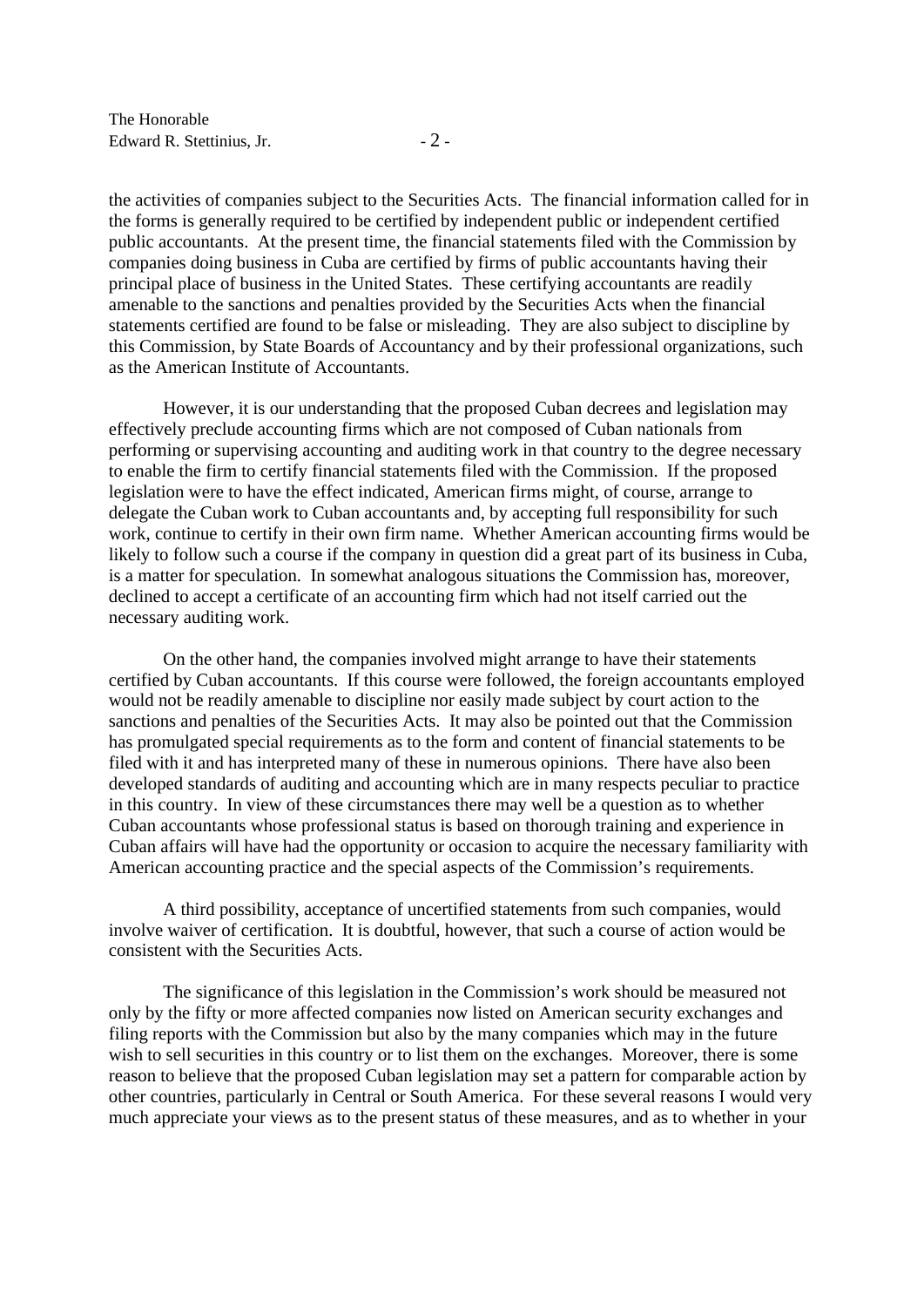the activities of companies subject to the Securities Acts. The financial information called for in the forms is generally required to be certified by independent public or independent certified public accountants. At the present time, the financial statements filed with the Commission by companies doing business in Cuba are certified by firms of public accountants having their principal place of business in the United States. These certifying accountants are readily amenable to the sanctions and penalties provided by the Securities Acts when the financial statements certified are found to be false or misleading. They are also subject to discipline by this Commission, by State Boards of Accountancy and by their professional organizations, such as the American Institute of Accountants.

However, it is our understanding that the proposed Cuban decrees and legislation may effectively preclude accounting firms which are not composed of Cuban nationals from performing or supervising accounting and auditing work in that country to the degree necessary to enable the firm to certify financial statements filed with the Commission. If the proposed legislation were to have the effect indicated, American firms might, of course, arrange to delegate the Cuban work to Cuban accountants and, by accepting full responsibility for such work, continue to certify in their own firm name. Whether American accounting firms would be likely to follow such a course if the company in question did a great part of its business in Cuba, is a matter for speculation. In somewhat analogous situations the Commission has, moreover, declined to accept a certificate of an accounting firm which had not itself carried out the necessary auditing work.

On the other hand, the companies involved might arrange to have their statements certified by Cuban accountants. If this course were followed, the foreign accountants employed would not be readily amenable to discipline nor easily made subject by court action to the sanctions and penalties of the Securities Acts. It may also be pointed out that the Commission has promulgated special requirements as to the form and content of financial statements to be filed with it and has interpreted many of these in numerous opinions. There have also been developed standards of auditing and accounting which are in many respects peculiar to practice in this country. In view of these circumstances there may well be a question as to whether Cuban accountants whose professional status is based on thorough training and experience in Cuban affairs will have had the opportunity or occasion to acquire the necessary familiarity with American accounting practice and the special aspects of the Commission's requirements.

A third possibility, acceptance of uncertified statements from such companies, would involve waiver of certification. It is doubtful, however, that such a course of action would be consistent with the Securities Acts.

The significance of this legislation in the Commission's work should be measured not only by the fifty or more affected companies now listed on American security exchanges and filing reports with the Commission but also by the many companies which may in the future wish to sell securities in this country or to list them on the exchanges. Moreover, there is some reason to believe that the proposed Cuban legislation may set a pattern for comparable action by other countries, particularly in Central or South America. For these several reasons I would very much appreciate your views as to the present status of these measures, and as to whether in your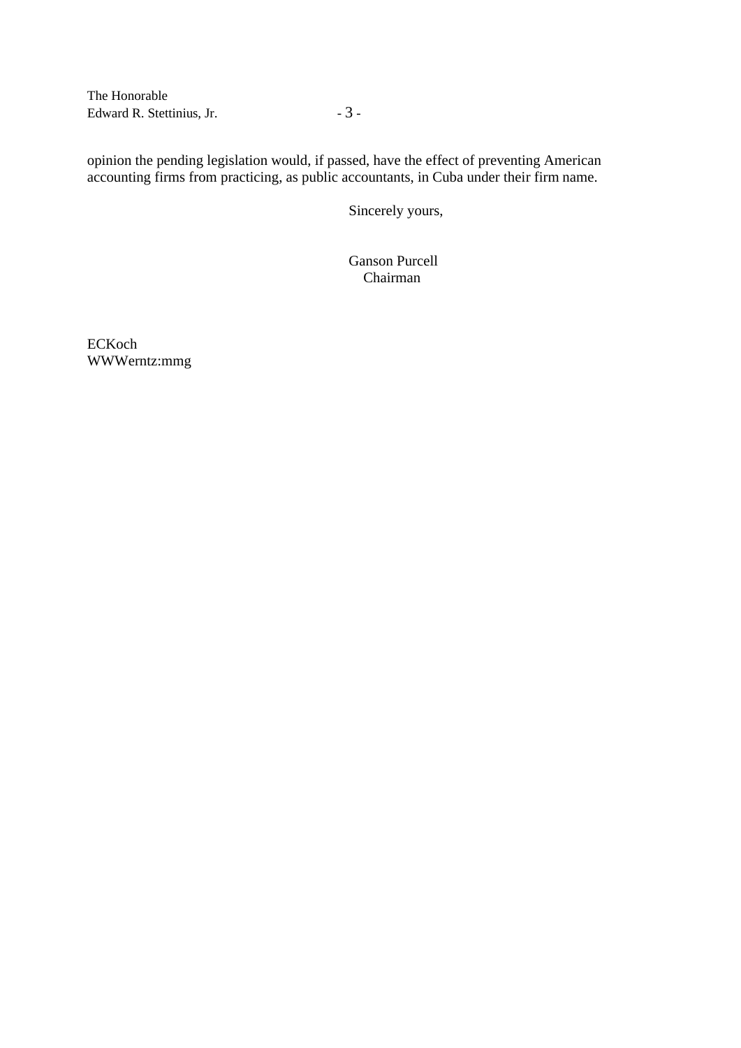opinion the pending legislation would, if passed, have the effect of preventing American accounting firms from practicing, as public accountants, in Cuba under their firm name.

Sincerely yours,

Ganson Purcell
Chairman

ECKoch
WWWerntz:mmg